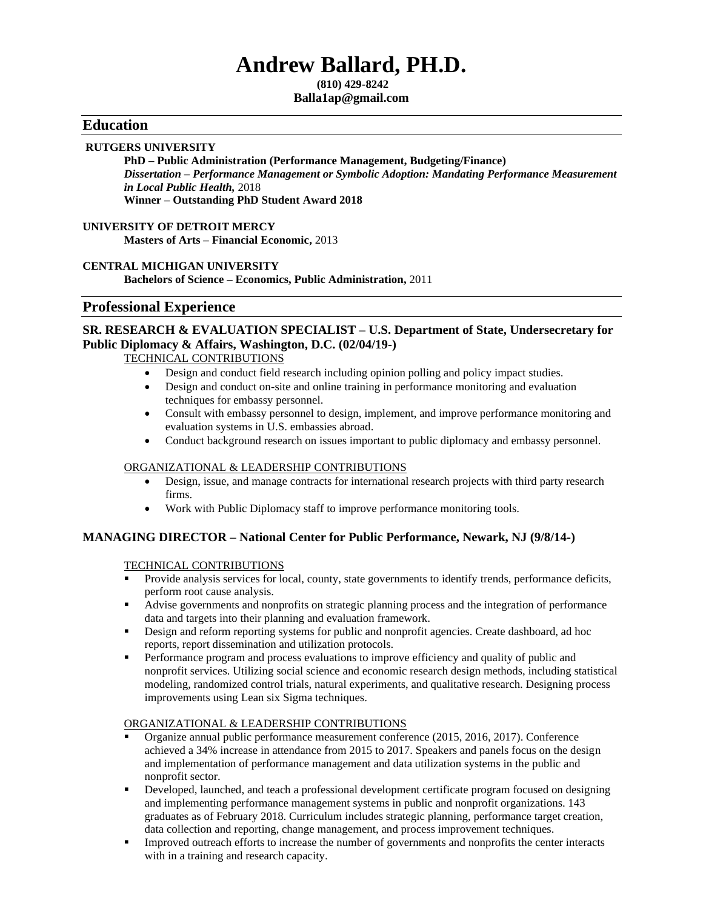# Andrew Ballard, PH.D.

**(810) 429-8242**
**Balla1ap@gmail.com**

## Education

**RUTGERS UNIVERSITY**

**PhD – Public Administration (Performance Management, Budgeting/Finance)**
***Dissertation – Performance Management or Symbolic Adoption: Mandating Performance Measurement in Local Public Health,*** 2018
**Winner – Outstanding PhD Student Award 2018**

**UNIVERSITY OF DETROIT MERCY**

**Masters of Arts – Financial Economic,** 2013

**CENTRAL MICHIGAN UNIVERSITY**

**Bachelors of Science – Economics, Public Administration,** 2011

## Professional Experience

### SR. RESEARCH & EVALUATION SPECIALIST – U.S. Department of State, Undersecretary for Public Diplomacy & Affairs, Washington, D.C. (02/04/19-)

TECHNICAL CONTRIBUTIONS

- Design and conduct field research including opinion polling and policy impact studies.
- Design and conduct on-site and online training in performance monitoring and evaluation techniques for embassy personnel.
- Consult with embassy personnel to design, implement, and improve performance monitoring and evaluation systems in U.S. embassies abroad.
- Conduct background research on issues important to public diplomacy and embassy personnel.

ORGANIZATIONAL & LEADERSHIP CONTRIBUTIONS

- Design, issue, and manage contracts for international research projects with third party research firms.
- Work with Public Diplomacy staff to improve performance monitoring tools.

### MANAGING DIRECTOR – National Center for Public Performance, Newark, NJ (9/8/14-)

TECHNICAL CONTRIBUTIONS

- Provide analysis services for local, county, state governments to identify trends, performance deficits, perform root cause analysis.
- Advise governments and nonprofits on strategic planning process and the integration of performance data and targets into their planning and evaluation framework.
- Design and reform reporting systems for public and nonprofit agencies. Create dashboard, ad hoc reports, report dissemination and utilization protocols.
- Performance program and process evaluations to improve efficiency and quality of public and nonprofit services. Utilizing social science and economic research design methods, including statistical modeling, randomized control trials, natural experiments, and qualitative research. Designing process improvements using Lean six Sigma techniques.

ORGANIZATIONAL & LEADERSHIP CONTRIBUTIONS

- Organize annual public performance measurement conference (2015, 2016, 2017). Conference achieved a 34% increase in attendance from 2015 to 2017. Speakers and panels focus on the design and implementation of performance management and data utilization systems in the public and nonprofit sector.
- Developed, launched, and teach a professional development certificate program focused on designing and implementing performance management systems in public and nonprofit organizations. 143 graduates as of February 2018. Curriculum includes strategic planning, performance target creation, data collection and reporting, change management, and process improvement techniques.
- Improved outreach efforts to increase the number of governments and nonprofits the center interacts with in a training and research capacity.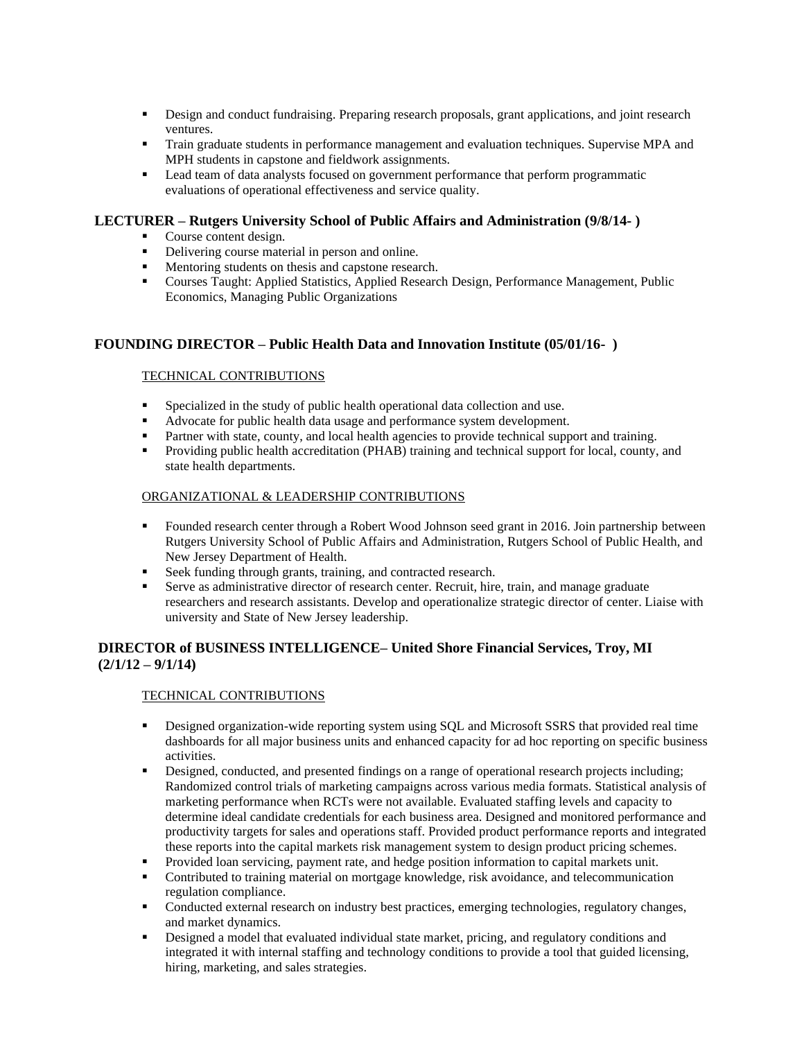- Design and conduct fundraising. Preparing research proposals, grant applications, and joint research ventures.
- Train graduate students in performance management and evaluation techniques. Supervise MPA and MPH students in capstone and fieldwork assignments.
- Lead team of data analysts focused on government performance that perform programmatic evaluations of operational effectiveness and service quality.

### LECTURER – Rutgers University School of Public Affairs and Administration (9/8/14- )

- Course content design.
- Delivering course material in person and online.
- Mentoring students on thesis and capstone research.
- Courses Taught: Applied Statistics, Applied Research Design, Performance Management, Public Economics, Managing Public Organizations

### FOUNDING DIRECTOR – Public Health Data and Innovation Institute (05/01/16- )

<u>TECHNICAL CONTRIBUTIONS</u>

- Specialized in the study of public health operational data collection and use.
- Advocate for public health data usage and performance system development.
- Partner with state, county, and local health agencies to provide technical support and training.
- Providing public health accreditation (PHAB) training and technical support for local, county, and state health departments.

<u>ORGANIZATIONAL & LEADERSHIP CONTRIBUTIONS</u>

- Founded research center through a Robert Wood Johnson seed grant in 2016. Join partnership between Rutgers University School of Public Affairs and Administration, Rutgers School of Public Health, and New Jersey Department of Health.
- Seek funding through grants, training, and contracted research.
- Serve as administrative director of research center. Recruit, hire, train, and manage graduate researchers and research assistants. Develop and operationalize strategic director of center. Liaise with university and State of New Jersey leadership.

### DIRECTOR of BUSINESS INTELLIGENCE– United Shore Financial Services, Troy, MI (2/1/12 – 9/1/14)

<u>TECHNICAL CONTRIBUTIONS</u>

- Designed organization-wide reporting system using SQL and Microsoft SSRS that provided real time dashboards for all major business units and enhanced capacity for ad hoc reporting on specific business activities.
- Designed, conducted, and presented findings on a range of operational research projects including; Randomized control trials of marketing campaigns across various media formats. Statistical analysis of marketing performance when RCTs were not available. Evaluated staffing levels and capacity to determine ideal candidate credentials for each business area. Designed and monitored performance and productivity targets for sales and operations staff. Provided product performance reports and integrated these reports into the capital markets risk management system to design product pricing schemes.
- Provided loan servicing, payment rate, and hedge position information to capital markets unit.
- Contributed to training material on mortgage knowledge, risk avoidance, and telecommunication regulation compliance.
- Conducted external research on industry best practices, emerging technologies, regulatory changes, and market dynamics.
- Designed a model that evaluated individual state market, pricing, and regulatory conditions and integrated it with internal staffing and technology conditions to provide a tool that guided licensing, hiring, marketing, and sales strategies.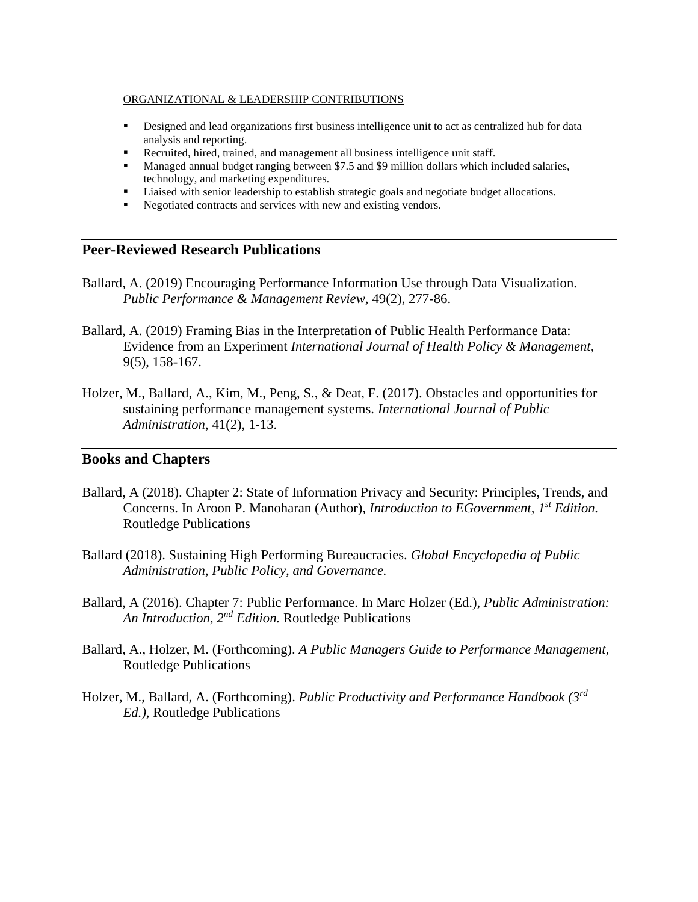ORGANIZATIONAL & LEADERSHIP CONTRIBUTIONS

- Designed and lead organizations first business intelligence unit to act as centralized hub for data analysis and reporting.
- Recruited, hired, trained, and management all business intelligence unit staff.
- Managed annual budget ranging between $7.5 and $9 million dollars which included salaries, technology, and marketing expenditures.
- Liaised with senior leadership to establish strategic goals and negotiate budget allocations.
- Negotiated contracts and services with new and existing vendors.

## Peer-Reviewed Research Publications

Ballard, A. (2019) Encouraging Performance Information Use through Data Visualization. *Public Performance & Management Review*, 49(2), 277-86.

Ballard, A. (2019) Framing Bias in the Interpretation of Public Health Performance Data: Evidence from an Experiment *International Journal of Health Policy & Management*, 9(5), 158-167.

Holzer, M., Ballard, A., Kim, M., Peng, S., & Deat, F. (2017). Obstacles and opportunities for sustaining performance management systems. *International Journal of Public Administration*, 41(2), 1-13.

## Books and Chapters

Ballard, A (2018). Chapter 2: State of Information Privacy and Security: Principles, Trends, and Concerns. In Aroon P. Manoharan (Author), *Introduction to EGovernment, 1st Edition.* Routledge Publications

Ballard (2018). Sustaining High Performing Bureaucracies. *Global Encyclopedia of Public Administration, Public Policy, and Governance.*

Ballard, A (2016). Chapter 7: Public Performance. In Marc Holzer (Ed.), *Public Administration: An Introduction, 2nd Edition.* Routledge Publications

Ballard, A., Holzer, M. (Forthcoming). *A Public Managers Guide to Performance Management,* Routledge Publications

Holzer, M., Ballard, A. (Forthcoming). *Public Productivity and Performance Handbook (3rd Ed.),* Routledge Publications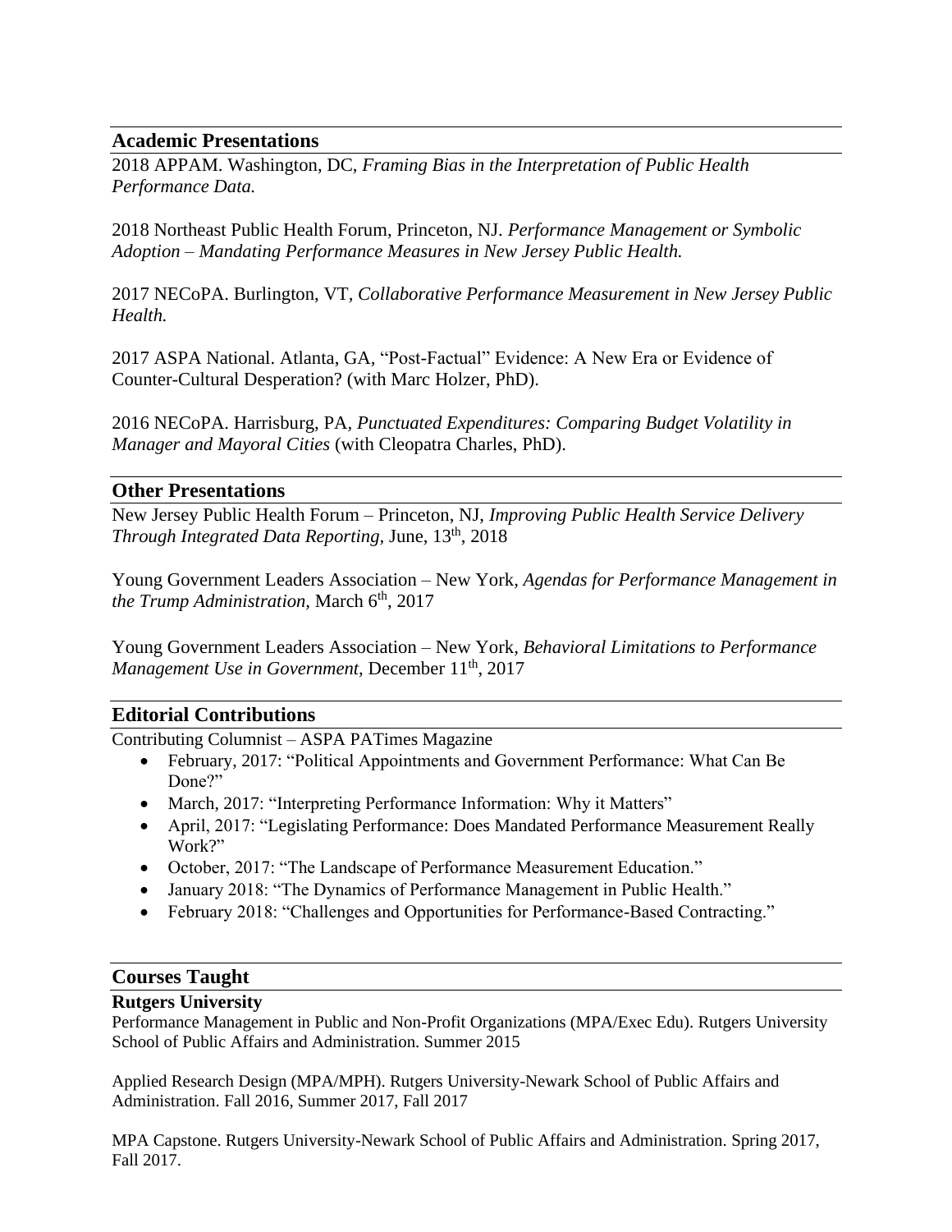## Academic Presentations

2018 APPAM. Washington, DC, *Framing Bias in the Interpretation of Public Health Performance Data.*

2018 Northeast Public Health Forum, Princeton, NJ. *Performance Management or Symbolic Adoption – Mandating Performance Measures in New Jersey Public Health.*

2017 NECoPA. Burlington, VT, *Collaborative Performance Measurement in New Jersey Public Health.*

2017 ASPA National. Atlanta, GA, "Post-Factual" Evidence: A New Era or Evidence of Counter-Cultural Desperation? (with Marc Holzer, PhD).

2016 NECoPA. Harrisburg, PA, *Punctuated Expenditures: Comparing Budget Volatility in Manager and Mayoral Cities* (with Cleopatra Charles, PhD).

## Other Presentations

New Jersey Public Health Forum – Princeton, NJ, *Improving Public Health Service Delivery Through Integrated Data Reporting,* June, 13th, 2018

Young Government Leaders Association – New York, *Agendas for Performance Management in the Trump Administration,* March 6th, 2017

Young Government Leaders Association – New York, *Behavioral Limitations to Performance Management Use in Government,* December 11th, 2017

## Editorial Contributions

Contributing Columnist – ASPA PATimes Magazine

- February, 2017: "Political Appointments and Government Performance: What Can Be Done?"
- March, 2017: "Interpreting Performance Information: Why it Matters"
- April, 2017: "Legislating Performance: Does Mandated Performance Measurement Really Work?"
- October, 2017: "The Landscape of Performance Measurement Education."
- January 2018: "The Dynamics of Performance Management in Public Health."
- February 2018: "Challenges and Opportunities for Performance-Based Contracting."

## Courses Taught

### Rutgers University

Performance Management in Public and Non-Profit Organizations (MPA/Exec Edu). Rutgers University School of Public Affairs and Administration. Summer 2015

Applied Research Design (MPA/MPH). Rutgers University-Newark School of Public Affairs and Administration. Fall 2016, Summer 2017, Fall 2017

MPA Capstone. Rutgers University-Newark School of Public Affairs and Administration. Spring 2017, Fall 2017.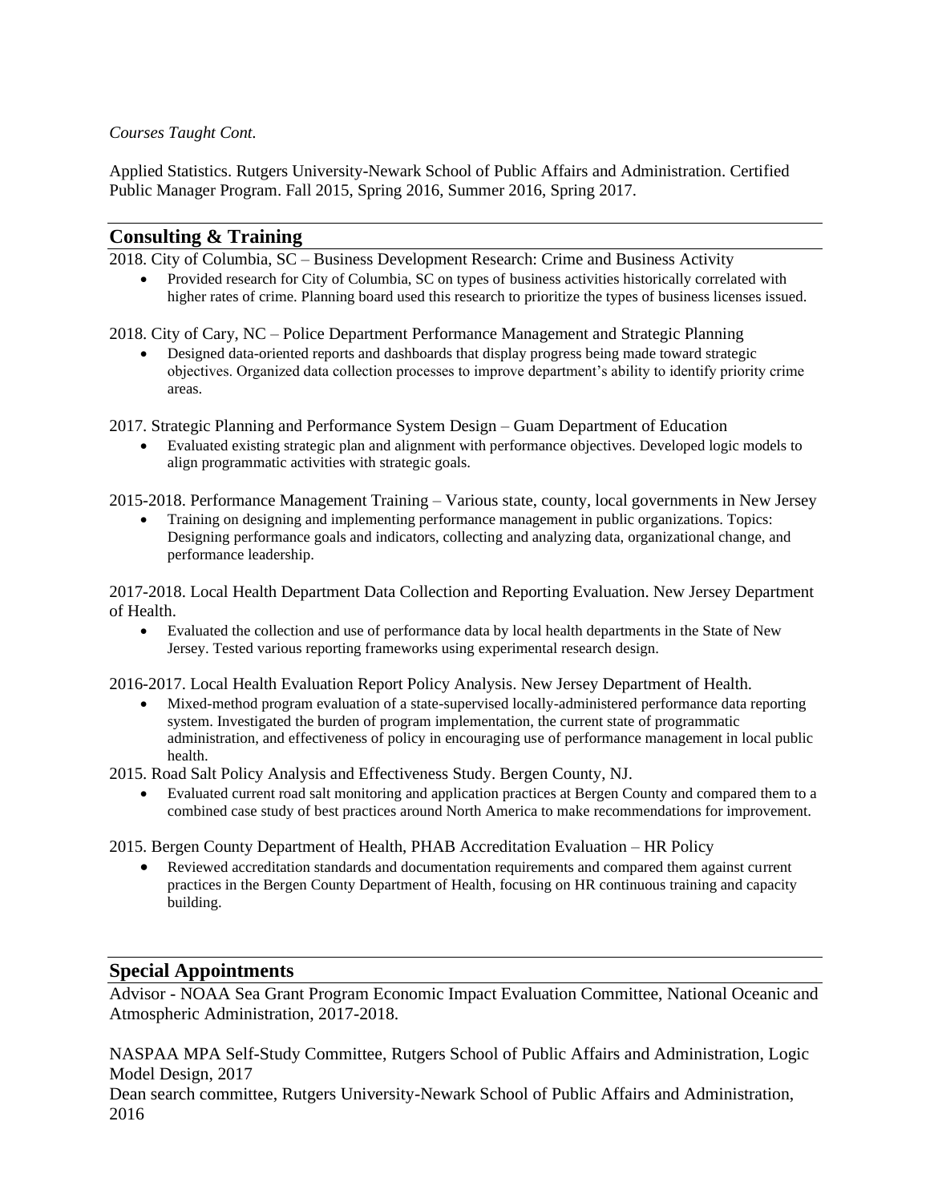*Courses Taught Cont.*

Applied Statistics. Rutgers University-Newark School of Public Affairs and Administration. Certified Public Manager Program. Fall 2015, Spring 2016, Summer 2016, Spring 2017.

## Consulting & Training

2018. City of Columbia, SC – Business Development Research: Crime and Business Activity

- Provided research for City of Columbia, SC on types of business activities historically correlated with higher rates of crime. Planning board used this research to prioritize the types of business licenses issued.

2018. City of Cary, NC – Police Department Performance Management and Strategic Planning

- Designed data-oriented reports and dashboards that display progress being made toward strategic objectives. Organized data collection processes to improve department's ability to identify priority crime areas.

2017. Strategic Planning and Performance System Design – Guam Department of Education

- Evaluated existing strategic plan and alignment with performance objectives. Developed logic models to align programmatic activities with strategic goals.

2015-2018. Performance Management Training – Various state, county, local governments in New Jersey

- Training on designing and implementing performance management in public organizations. Topics: Designing performance goals and indicators, collecting and analyzing data, organizational change, and performance leadership.

2017-2018. Local Health Department Data Collection and Reporting Evaluation. New Jersey Department of Health.

- Evaluated the collection and use of performance data by local health departments in the State of New Jersey. Tested various reporting frameworks using experimental research design.

2016-2017. Local Health Evaluation Report Policy Analysis. New Jersey Department of Health.

- Mixed-method program evaluation of a state-supervised locally-administered performance data reporting system. Investigated the burden of program implementation, the current state of programmatic administration, and effectiveness of policy in encouraging use of performance management in local public health.

2015. Road Salt Policy Analysis and Effectiveness Study. Bergen County, NJ.

- Evaluated current road salt monitoring and application practices at Bergen County and compared them to a combined case study of best practices around North America to make recommendations for improvement.

2015. Bergen County Department of Health, PHAB Accreditation Evaluation – HR Policy

- Reviewed accreditation standards and documentation requirements and compared them against current practices in the Bergen County Department of Health, focusing on HR continuous training and capacity building.

## Special Appointments

Advisor - NOAA Sea Grant Program Economic Impact Evaluation Committee, National Oceanic and Atmospheric Administration, 2017-2018.

NASPAA MPA Self-Study Committee, Rutgers School of Public Affairs and Administration, Logic Model Design, 2017

Dean search committee, Rutgers University-Newark School of Public Affairs and Administration, 2016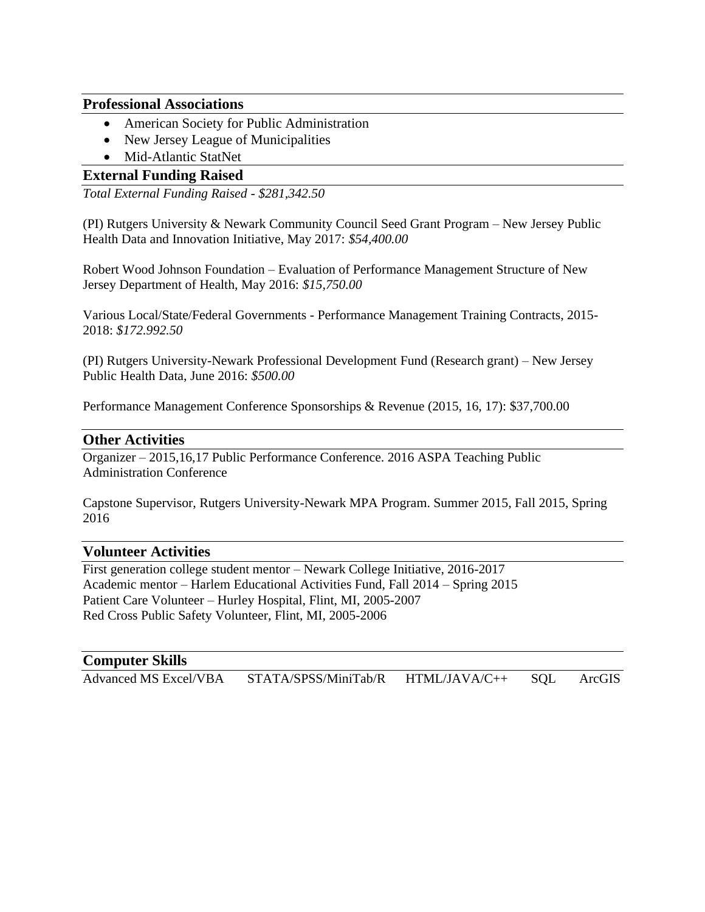## Professional Associations

- American Society for Public Administration
- New Jersey League of Municipalities
- Mid-Atlantic StatNet

## External Funding Raised

*Total External Funding Raised - $281,342.50*

(PI) Rutgers University & Newark Community Council Seed Grant Program – New Jersey Public Health Data and Innovation Initiative, May 2017: *$54,400.00*

Robert Wood Johnson Foundation – Evaluation of Performance Management Structure of New Jersey Department of Health, May 2016: *$15,750.00*

Various Local/State/Federal Governments - Performance Management Training Contracts, 2015-2018: *$172.992.50*

(PI) Rutgers University-Newark Professional Development Fund (Research grant) – New Jersey Public Health Data, June 2016: *$500.00*

Performance Management Conference Sponsorships & Revenue (2015, 16, 17): $37,700.00

## Other Activities

Organizer – 2015,16,17 Public Performance Conference. 2016 ASPA Teaching Public Administration Conference

Capstone Supervisor, Rutgers University-Newark MPA Program. Summer 2015, Fall 2015, Spring 2016

## Volunteer Activities

First generation college student mentor – Newark College Initiative, 2016-2017
Academic mentor – Harlem Educational Activities Fund, Fall 2014 – Spring 2015
Patient Care Volunteer – Hurley Hospital, Flint, MI, 2005-2007
Red Cross Public Safety Volunteer, Flint, MI, 2005-2006

## Computer Skills

Advanced MS Excel/VBA    STATA/SPSS/MiniTab/R    HTML/JAVA/C++    SQL    ArcGIS